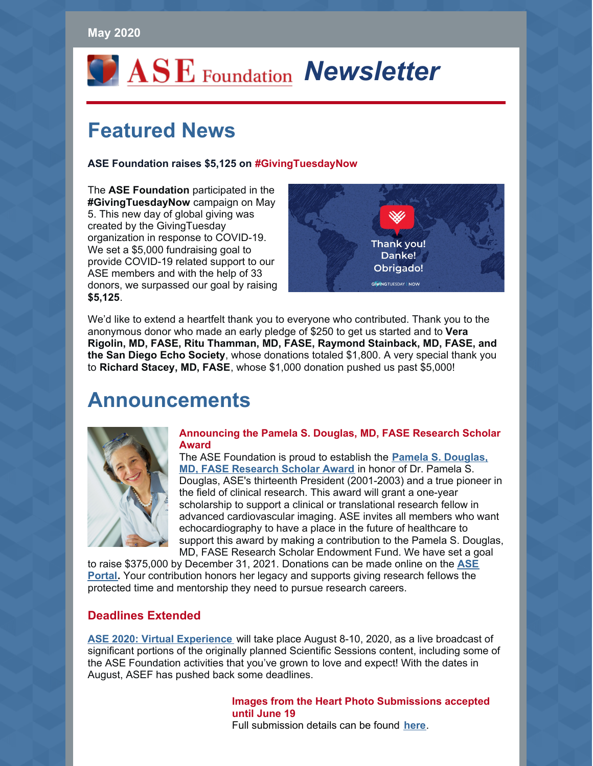May 2020

# ASE Foundation *Newsletter*

## Featured News

**ASE Foundation raises $5,125 on #GivingTuesdayNow**

The **ASE Foundation** participated in the **#GivingTuesdayNow** campaign on May 5. This new day of global giving was created by the GivingTuesday organization in response to COVID-19. We set a $5,000 fundraising goal to provide COVID-19 related support to our ASE members and with the help of 33 donors, we surpassed our goal by raising **$5,125**.

Thank you! Danke! Obrigado!

We'd like to extend a heartfelt thank you to everyone who contributed. Thank you to the anonymous donor who made an early pledge of $250 to get us started and to **Vera Rigolin, MD, FASE, Ritu Thamman, MD, FASE, Raymond Stainback, MD, FASE, and the San Diego Echo Society**, whose donations totaled $1,800. A very special thank you to **Richard Stacey, MD, FASE**, whose $1,000 donation pushed us past $5,000!

## Announcements

### Announcing the Pamela S. Douglas, MD, FASE Research Scholar Award

The ASE Foundation is proud to establish the **Pamela S. Douglas, MD, FASE Research Scholar Award** in honor of Dr. Pamela S. Douglas, ASE's thirteenth President (2001-2003) and a true pioneer in the field of clinical research. This award will grant a one-year scholarship to support a clinical or translational research fellow in advanced cardiovascular imaging. ASE invites all members who want echocardiography to have a place in the future of healthcare to support this award by making a contribution to the Pamela S. Douglas, MD, FASE Research Scholar Endowment Fund. We have set a goal to raise $375,000 by December 31, 2021. Donations can be made online on the **ASE Portal**. Your contribution honors her legacy and supports giving research fellows the protected time and mentorship they need to pursue research careers.

### Deadlines Extended

**ASE 2020: Virtual Experience** will take place August 8-10, 2020, as a live broadcast of significant portions of the originally planned Scientific Sessions content, including some of the ASE Foundation activities that you've grown to love and expect! With the dates in August, ASEF has pushed back some deadlines.

**Images from the Heart Photo Submissions accepted until June 19**

Full submission details can be found **here**.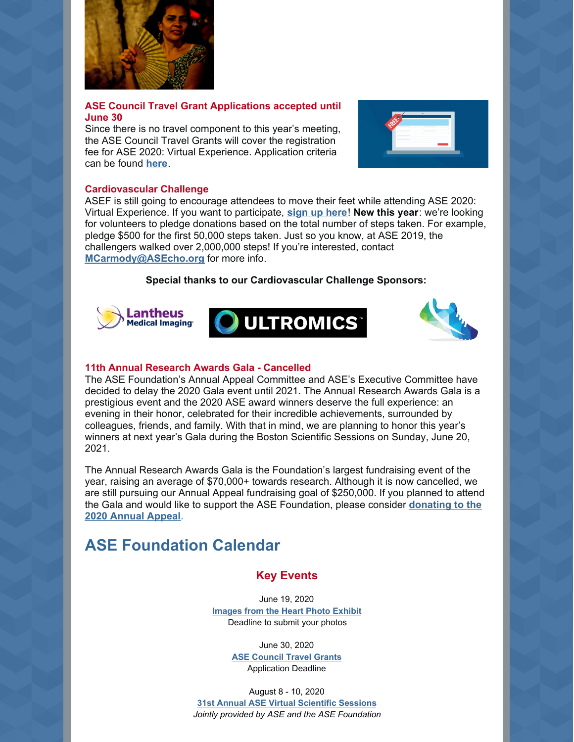### ASE Council Travel Grant Applications accepted until June 30

Since there is no travel component to this year's meeting, the ASE Council Travel Grants will cover the registration fee for ASE 2020: Virtual Experience. Application criteria can be found **here**.

### Cardiovascular Challenge

ASEF is still going to encourage attendees to move their feet while attending ASE 2020: Virtual Experience. If you want to participate, **sign up here**! **New this year**: we're looking for volunteers to pledge donations based on the total number of steps taken. For example, pledge $500 for the first 50,000 steps taken. Just so you know, at ASE 2019, the challengers walked over 2,000,000 steps! If you're interested, contact **MCarmody@ASEcho.org** for more info.

**Special thanks to our Cardiovascular Challenge Sponsors:**

### 11th Annual Research Awards Gala - Cancelled

The ASE Foundation's Annual Appeal Committee and ASE's Executive Committee have decided to delay the 2020 Gala event until 2021. The Annual Research Awards Gala is a prestigious event and the 2020 ASE award winners deserve the full experience: an evening in their honor, celebrated for their incredible achievements, surrounded by colleagues, friends, and family. With that in mind, we are planning to honor this year's winners at next year's Gala during the Boston Scientific Sessions on Sunday, June 20, 2021.

The Annual Research Awards Gala is the Foundation's largest fundraising event of the year, raising an average of $70,000+ towards research. Although it is now cancelled, we are still pursuing our Annual Appeal fundraising goal of $250,000. If you planned to attend the Gala and would like to support the ASE Foundation, please consider **donating to the 2020 Annual Appeal**.

## ASE Foundation Calendar

### Key Events

June 19, 2020
**Images from the Heart Photo Exhibit**
Deadline to submit your photos

June 30, 2020
**ASE Council Travel Grants**
Application Deadline

August 8 - 10, 2020
**31st Annual ASE Virtual Scientific Sessions**
*Jointly provided by ASE and the ASE Foundation*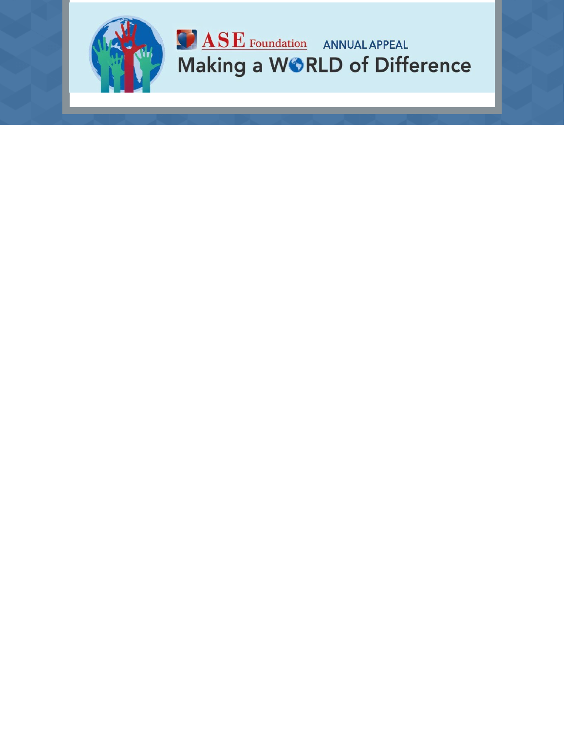ASE Foundation ANNUAL APPEAL

Making a WORLD of Difference